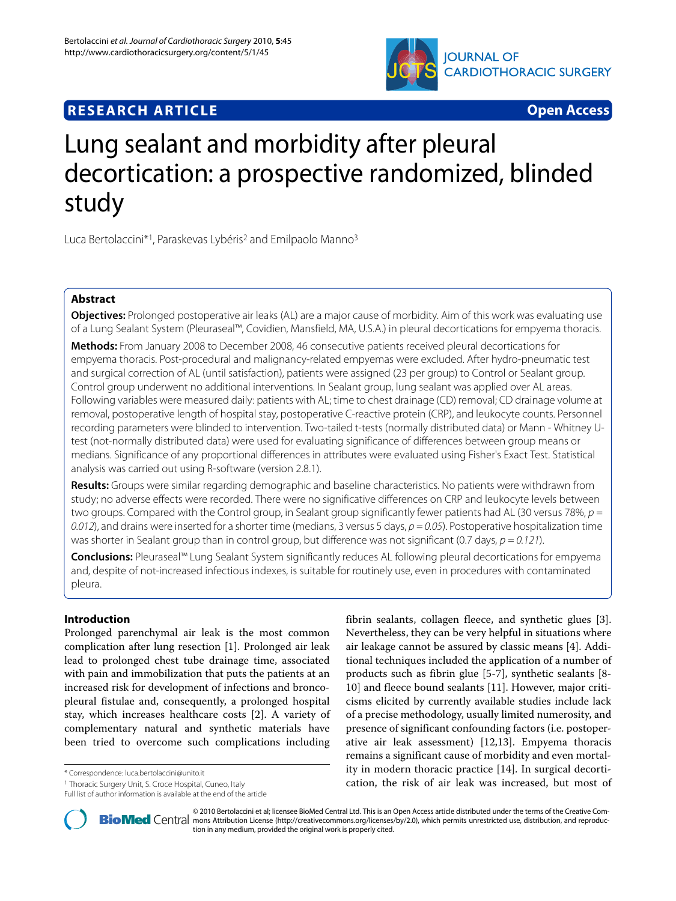**RESEARCH ARTICLE** **Open Access**

# Lung sealant and morbidity after pleural decortication: a prospective randomized, blinded study

Luca Bertolaccini*[1], Paraskevas Lybéris[2] and Emilpaolo Manno[3]

## Abstract

**Objectives:** Prolonged postoperative air leaks (AL) are a major cause of morbidity. Aim of this work was evaluating use of a Lung Sealant System (Pleuraseal™, Covidien, Mansfield, MA, U.S.A.) in pleural decortications for empyema thoracis.

**Methods:** From January 2008 to December 2008, 46 consecutive patients received pleural decortications for empyema thoracis. Post-procedural and malignancy-related empyemas were excluded. After hydro-pneumatic test and surgical correction of AL (until satisfaction), patients were assigned (23 per group) to Control or Sealant group. Control group underwent no additional interventions. In Sealant group, lung sealant was applied over AL areas. Following variables were measured daily: patients with AL; time to chest drainage (CD) removal; CD drainage volume at removal, postoperative length of hospital stay, postoperative C-reactive protein (CRP), and leukocyte counts. Personnel recording parameters were blinded to intervention. Two-tailed t-tests (normally distributed data) or Mann - Whitney U-test (not-normally distributed data) were used for evaluating significance of differences between group means or medians. Significance of any proportional differences in attributes were evaluated using Fisher's Exact Test. Statistical analysis was carried out using R-software (version 2.8.1).

**Results:** Groups were similar regarding demographic and baseline characteristics. No patients were withdrawn from study; no adverse effects were recorded. There were no significative differences on CRP and leukocyte levels between two groups. Compared with the Control group, in Sealant group significantly fewer patients had AL (30 versus 78%, *p = 0.012*), and drains were inserted for a shorter time (medians, 3 versus 5 days, *p = 0.05*). Postoperative hospitalization time was shorter in Sealant group than in control group, but difference was not significant (0.7 days, *p = 0.121*).

**Conclusions:** Pleuraseal™ Lung Sealant System significantly reduces AL following pleural decortications for empyema and, despite of not-increased infectious indexes, is suitable for routinely use, even in procedures with contaminated pleura.

## Introduction

Prolonged parenchymal air leak is the most common complication after lung resection [1]. Prolonged air leak lead to prolonged chest tube drainage time, associated with pain and immobilization that puts the patients at an increased risk for development of infections and broncopleural fistulae and, consequently, a prolonged hospital stay, which increases healthcare costs [2]. A variety of complementary natural and synthetic materials have been tried to overcome such complications including fibrin sealants, collagen fleece, and synthetic glues [3]. Nevertheless, they can be very helpful in situations where air leakage cannot be assured by classic means [4]. Additional techniques included the application of a number of products such as fibrin glue [5-7], synthetic sealants [8-10] and fleece bound sealants [11]. However, major criticisms elicited by currently available studies include lack of a precise methodology, usually limited numerosity, and presence of significant confounding factors (i.e. postoperative air leak assessment) [12,13]. Empyema thoracis remains a significant cause of morbidity and even mortality in modern thoracic practice [14]. In surgical decortication, the risk of air leak was increased, but most of

* Correspondence: luca.bertolaccini@unito.it

[1] Thoracic Surgery Unit, S. Croce Hospital, Cuneo, Italy

Full list of author information is available at the end of the article

© 2010 Bertolaccini et al; licensee BioMed Central Ltd. This is an Open Access article distributed under the terms of the Creative Commons Attribution License (http://creativecommons.org/licenses/by/2.0), which permits unrestricted use, distribution, and reproduction in any medium, provided the original work is properly cited.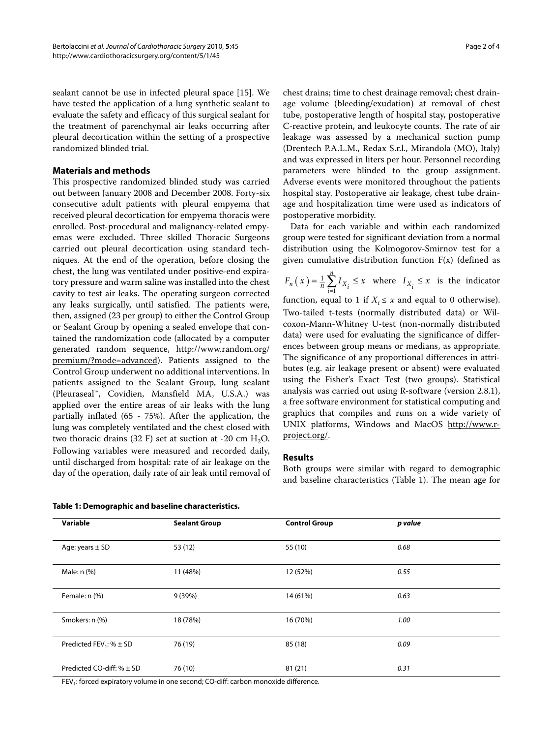sealant cannot be use in infected pleural space [15]. We have tested the application of a lung synthetic sealant to evaluate the safety and efficacy of this surgical sealant for the treatment of parenchymal air leaks occurring after pleural decortication within the setting of a prospective randomized blinded trial.

## Materials and methods

This prospective randomized blinded study was carried out between January 2008 and December 2008. Forty-six consecutive adult patients with pleural empyema that received pleural decortication for empyema thoracis were enrolled. Post-procedural and malignancy-related empyemas were excluded. Three skilled Thoracic Surgeons carried out pleural decortication using standard techniques. At the end of the operation, before closing the chest, the lung was ventilated under positive-end expiratory pressure and warm saline was installed into the chest cavity to test air leaks. The operating surgeon corrected any leaks surgically, until satisfied. The patients were, then, assigned (23 per group) to either the Control Group or Sealant Group by opening a sealed envelope that contained the randomization code (allocated by a computer generated random sequence, http://www.random.org/premium/?mode=advanced). Patients assigned to the Control Group underwent no additional interventions. In patients assigned to the Sealant Group, lung sealant (Pleuraseal™, Covidien, Mansfield MA, U.S.A.) was applied over the entire areas of air leaks with the lung partially inflated (65 - 75%). After the application, the lung was completely ventilated and the chest closed with two thoracic drains (32 F) set at suction at -20 cm $H_2O$. Following variables were measured and recorded daily, until discharged from hospital: rate of air leakage on the day of the operation, daily rate of air leak until removal of chest drains; time to chest drainage removal; chest drainage volume (bleeding/exudation) at removal of chest tube, postoperative length of hospital stay, postoperative C-reactive protein, and leukocyte counts. The rate of air leakage was assessed by a mechanical suction pump (Drentech P.A.L.M., Redax S.r.l., Mirandola (MO), Italy) and was expressed in liters per hour. Personnel recording parameters were blinded to the group assignment. Adverse events were monitored throughout the patients hospital stay. Postoperative air leakage, chest tube drainage and hospitalization time were used as indicators of postoperative morbidity.

Data for each variable and within each randomized group were tested for significant deviation from a normal distribution using the Kolmogorov-Smirnov test for a given cumulative distribution function F(x) (defined as $F_n(x) = \frac{1}{n}\sum_{i=1}^{n} I_{X_i} \leq x$ where $I_{X_i} \leq x$ is the indicator function, equal to 1 if $X_i \leq x$ and equal to 0 otherwise). Two-tailed t-tests (normally distributed data) or Wilcoxon-Mann-Whitney U-test (non-normally distributed data) were used for evaluating the significance of differences between group means or medians, as appropriate. The significance of any proportional differences in attributes (e.g. air leakage present or absent) were evaluated using the Fisher's Exact Test (two groups). Statistical analysis was carried out using R-software (version 2.8.1), a free software environment for statistical computing and graphics that compiles and runs on a wide variety of UNIX platforms, Windows and MacOS http://www.r-project.org/.

## Results

Both groups were similar with regard to demographic and baseline characteristics (Table 1). The mean age for

**Table 1: Demographic and baseline characteristics.**

| Variable | Sealant Group | Control Group | *p value* |
|---|---|---|---|
| Age: years ± SD | 53 (12) | 55 (10) | *0.68* |
| Male: n (%) | 11 (48%) | 12 (52%) | *0.55* |
| Female: n (%) | 9 (39%) | 14 (61%) | *0.63* |
| Smokers: n (%) | 18 (78%) | 16 (70%) | *1.00* |
| Predicted $FEV_1$: % ± SD | 76 (19) | 85 (18) | *0.09* |
| Predicted CO-diff: % ± SD | 76 (10) | 81 (21) | *0.31* |

$FEV_1$: forced expiratory volume in one second; CO-diff: carbon monoxide difference.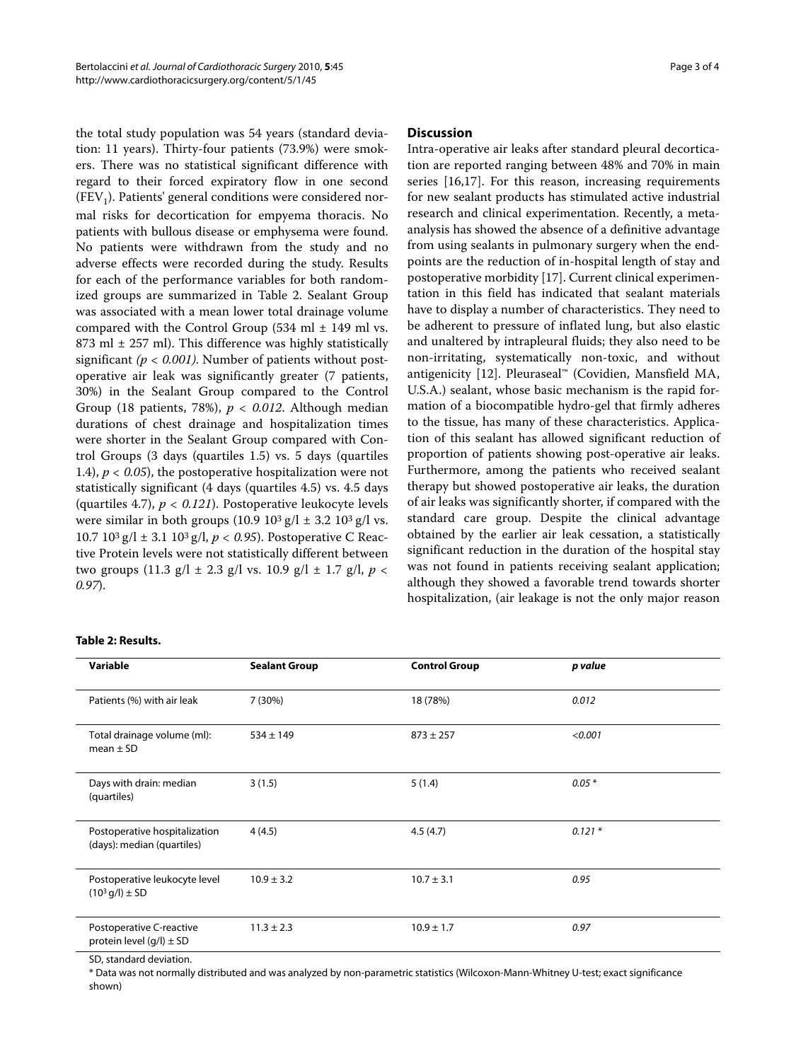the total study population was 54 years (standard deviation: 11 years). Thirty-four patients (73.9%) were smokers. There was no statistical significant difference with regard to their forced expiratory flow in one second ($FEV_1$). Patients' general conditions were considered normal risks for decortication for empyema thoracis. No patients with bullous disease or emphysema were found. No patients were withdrawn from the study and no adverse effects were recorded during the study. Results for each of the performance variables for both randomized groups are summarized in Table 2. Sealant Group was associated with a mean lower total drainage volume compared with the Control Group (534 ml ± 149 ml vs. 873 ml ± 257 ml). This difference was highly statistically significant *($p < 0.001$)*. Number of patients without postoperative air leak was significantly greater (7 patients, 30%) in the Sealant Group compared to the Control Group (18 patients, 78%), $p < 0.012$. Although median durations of chest drainage and hospitalization times were shorter in the Sealant Group compared with Control Groups (3 days (quartiles 1.5) vs. 5 days (quartiles 1.4), $p < 0.05$), the postoperative hospitalization were not statistically significant (4 days (quartiles 4.5) vs. 4.5 days (quartiles 4.7), $p < 0.121$). Postoperative leukocyte levels were similar in both groups ($10.9\ 10^3$ g/l ± $3.2\ 10^3$ g/l vs. $10.7\ 10^3$ g/l ± $3.1\ 10^3$ g/l, $p < 0.95$). Postoperative C Reactive Protein levels were not statistically different between two groups (11.3 g/l ± 2.3 g/l vs. 10.9 g/l ± 1.7 g/l, $p < 0.97$).

## Discussion

Intra-operative air leaks after standard pleural decortication are reported ranging between 48% and 70% in main series [16,17]. For this reason, increasing requirements for new sealant products has stimulated active industrial research and clinical experimentation. Recently, a meta-analysis has showed the absence of a definitive advantage from using sealants in pulmonary surgery when the endpoints are the reduction of in-hospital length of stay and postoperative morbidity [17]. Current clinical experimentation in this field has indicated that sealant materials have to display a number of characteristics. They need to be adherent to pressure of inflated lung, but also elastic and unaltered by intrapleural fluids; they also need to be non-irritating, systematically non-toxic, and without antigenicity [12]. Pleuraseal™ (Covidien, Mansfield MA, U.S.A.) sealant, whose basic mechanism is the rapid formation of a biocompatible hydro-gel that firmly adheres to the tissue, has many of these characteristics. Application of this sealant has allowed significant reduction of proportion of patients showing post-operative air leaks. Furthermore, among the patients who received sealant therapy but showed postoperative air leaks, the duration of air leaks was significantly shorter, if compared with the standard care group. Despite the clinical advantage obtained by the earlier air leak cessation, a statistically significant reduction in the duration of the hospital stay was not found in patients receiving sealant application; although they showed a favorable trend towards shorter hospitalization, (air leakage is not the only major reason

**Table 2: Results.**

| Variable | Sealant Group | Control Group | *p value* |
|---|---|---|---|
| Patients (%) with air leak | 7 (30%) | 18 (78%) | *0.012* |
| Total drainage volume (ml): mean ± SD | 534 ± 149 | 873 ± 257 | *<0.001* |
| Days with drain: median (quartiles) | 3 (1.5) | 5 (1.4) | *0.05 ** |
| Postoperative hospitalization (days): median (quartiles) | 4 (4.5) | 4.5 (4.7) | *0.121 ** |
| Postoperative leukocyte level ($10^3$ g/l) ± SD | 10.9 ± 3.2 | 10.7 ± 3.1 | *0.95* |
| Postoperative C-reactive protein level (g/l) ± SD | 11.3 ± 2.3 | 10.9 ± 1.7 | *0.97* |

SD, standard deviation.

* Data was not normally distributed and was analyzed by non-parametric statistics (Wilcoxon-Mann-Whitney U-test; exact significance shown)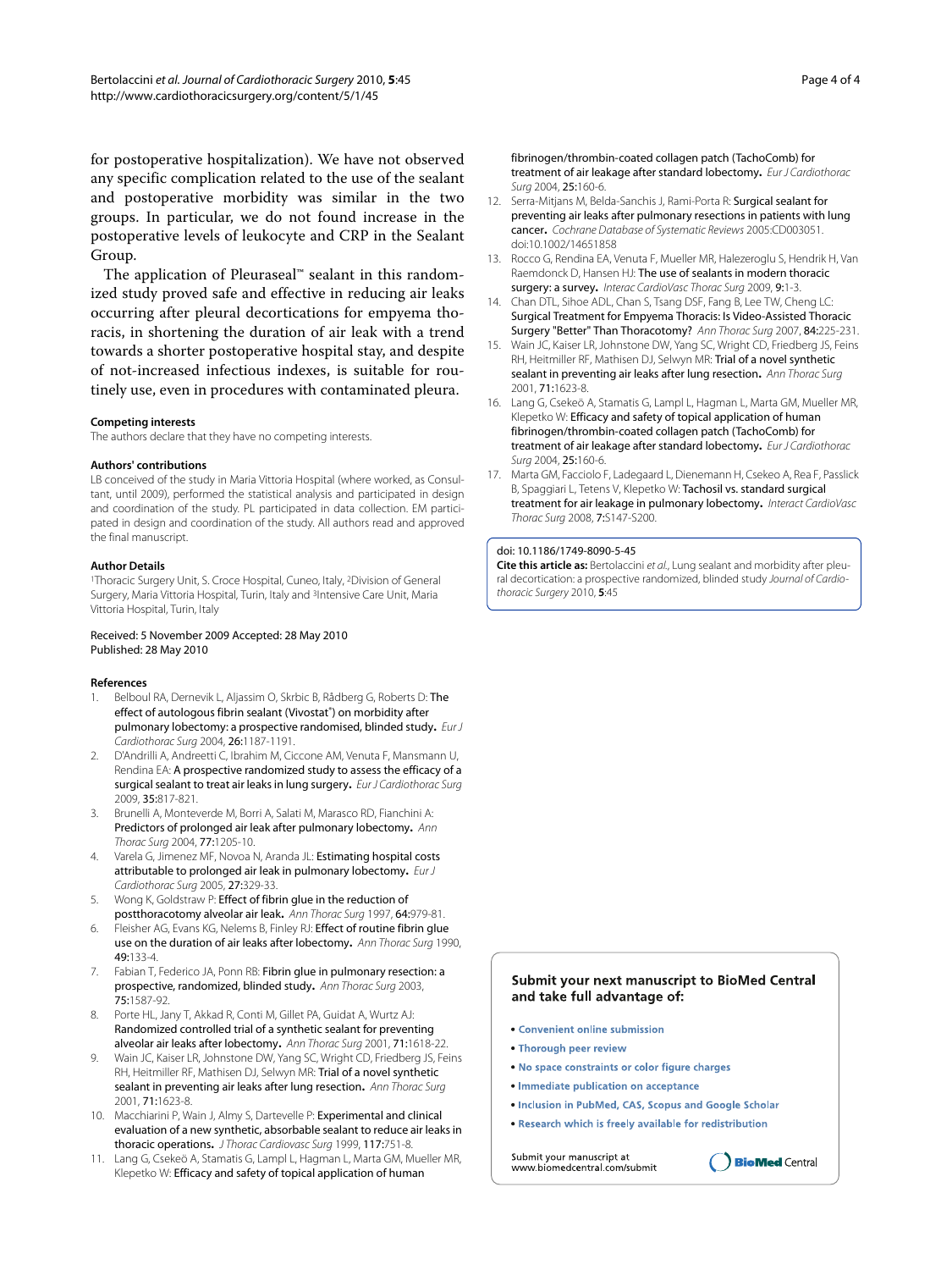for postoperative hospitalization). We have not observed any specific complication related to the use of the sealant and postoperative morbidity was similar in the two groups. In particular, we do not found increase in the postoperative levels of leukocyte and CRP in the Sealant Group.

The application of Pleuraseal™ sealant in this randomized study proved safe and effective in reducing air leaks occurring after pleural decortications for empyema thoracis, in shortening the duration of air leak with a trend towards a shorter postoperative hospital stay, and despite of not-increased infectious indexes, is suitable for routinely use, even in procedures with contaminated pleura.

#### Competing interests

The authors declare that they have no competing interests.

#### Authors' contributions

LB conceived of the study in Maria Vittoria Hospital (where worked, as Consultant, until 2009), performed the statistical analysis and participated in design and coordination of the study. PL participated in data collection. EM participated in design and coordination of the study. All authors read and approved the final manuscript.

#### Author Details

[1]Thoracic Surgery Unit, S. Croce Hospital, Cuneo, Italy, [2]Division of General Surgery, Maria Vittoria Hospital, Turin, Italy and [3]Intensive Care Unit, Maria Vittoria Hospital, Turin, Italy

Received: 5 November 2009 Accepted: 28 May 2010
Published: 28 May 2010

#### References

1. Belboul RA, Dernevik L, Aljassim O, Skrbic B, Rådberg G, Roberts D: **The effect of autologous fibrin sealant (Vivostat®) on morbidity after pulmonary lobectomy: a prospective randomised, blinded study.** *Eur J Cardiothorac Surg* 2004, **26**:1187-1191.
2. D'Andrilli A, Andreetti C, Ibrahim M, Ciccone AM, Venuta F, Mansmann U, Rendina EA: **A prospective randomized study to assess the efficacy of a surgical sealant to treat air leaks in lung surgery.** *Eur J Cardiothorac Surg* 2009, **35**:817-821.
3. Brunelli A, Monteverde M, Borri A, Salati M, Marasco RD, Fianchini A: **Predictors of prolonged air leak after pulmonary lobectomy.** *Ann Thorac Surg* 2004, **77**:1205-10.
4. Varela G, Jimenez MF, Novoa N, Aranda JL: **Estimating hospital costs attributable to prolonged air leak in pulmonary lobectomy.** *Eur J Cardiothorac Surg* 2005, **27**:329-33.
5. Wong K, Goldstraw P: **Effect of fibrin glue in the reduction of postthoracotomy alveolar air leak.** *Ann Thorac Surg* 1997, **64**:979-81.
6. Fleisher AG, Evans KG, Nelems B, Finley RJ: **Effect of routine fibrin glue use on the duration of air leaks after lobectomy.** *Ann Thorac Surg* 1990, **49**:133-4.
7. Fabian T, Federico JA, Ponn RB: **Fibrin glue in pulmonary resection: a prospective, randomized, blinded study.** *Ann Thorac Surg* 2003, **75**:1587-92.
8. Porte HL, Jany T, Akkad R, Conti M, Gillet PA, Guidat A, Wurtz AJ: **Randomized controlled trial of a synthetic sealant for preventing alveolar air leaks after lobectomy.** *Ann Thorac Surg* 2001, **71**:1618-22.
9. Wain JC, Kaiser LR, Johnstone DW, Yang SC, Wright CD, Friedberg JS, Feins RH, Heitmiller RF, Mathisen DJ, Selwyn MR: **Trial of a novel synthetic sealant in preventing air leaks after lung resection.** *Ann Thorac Surg* 2001, **71**:1623-8.
10. Macchiarini P, Wain J, Almy S, Dartevelle P: **Experimental and clinical evaluation of a new synthetic, absorbable sealant to reduce air leaks in thoracic operations.** *J Thorac Cardiovasc Surg* 1999, **117**:751-8.
11. Lang G, Csekeö A, Stamatis G, Lampl L, Hagman L, Marta GM, Mueller MR, Klepetko W: **Efficacy and safety of topical application of human fibrinogen/thrombin-coated collagen patch (TachoComb) for treatment of air leakage after standard lobectomy.** *Eur J Cardiothorac Surg* 2004, **25**:160-6.
12. Serra-Mitjans M, Belda-Sanchis J, Rami-Porta R: **Surgical sealant for preventing air leaks after pulmonary resections in patients with lung cancer.** *Cochrane Database of Systematic Reviews* 2005:CD003051. doi:10.1002/14651858
13. Rocco G, Rendina EA, Venuta F, Mueller MR, Halezeroglu S, Hendrik H, Van Raemdonck D, Hansen HJ: **The use of sealants in modern thoracic surgery: a survey.** *Interac CardioVasc Thorac Surg* 2009, **9**:1-3.
14. Chan DTL, Sihoe ADL, Chan S, Tsang DSF, Fang B, Lee TW, Cheng LC: **Surgical Treatment for Empyema Thoracis: Is Video-Assisted Thoracic Surgery "Better" Than Thoracotomy?** *Ann Thorac Surg* 2007, **84**:225-231.
15. Wain JC, Kaiser LR, Johnstone DW, Yang SC, Wright CD, Friedberg JS, Feins RH, Heitmiller RF, Mathisen DJ, Selwyn MR: **Trial of a novel synthetic sealant in preventing air leaks after lung resection.** *Ann Thorac Surg* 2001, **71**:1623-8.
16. Lang G, Csekeö A, Stamatis G, Lampl L, Hagman L, Marta GM, Mueller MR, Klepetko W: **Efficacy and safety of topical application of human fibrinogen/thrombin-coated collagen patch (TachoComb) for treatment of air leakage after standard lobectomy.** *Eur J Cardiothorac Surg* 2004, **25**:160-6.
17. Marta GM, Facciolo F, Ladegaard L, Dienemann H, Csekeo A, Rea F, Passlick B, Spaggiari L, Tetens V, Klepetko W: **Tachosil vs. standard surgical treatment for air leakage in pulmonary lobectomy.** *Interact CardioVasc Thorac Surg* 2008, **7**:S147-S200.

doi: 10.1186/1749-8090-5-45
**Cite this article as:** Bertolaccini *et al.*, Lung sealant and morbidity after pleural decortication: a prospective randomized, blinded study *Journal of Cardiothoracic Surgery* 2010, **5**:45

**Submit your next manuscript to BioMed Central and take full advantage of:**

- Convenient online submission
- Thorough peer review
- No space constraints or color figure charges
- Immediate publication on acceptance
- Inclusion in PubMed, CAS, Scopus and Google Scholar
- Research which is freely available for redistribution

Submit your manuscript at
www.biomedcentral.com/submit

BioMed Central